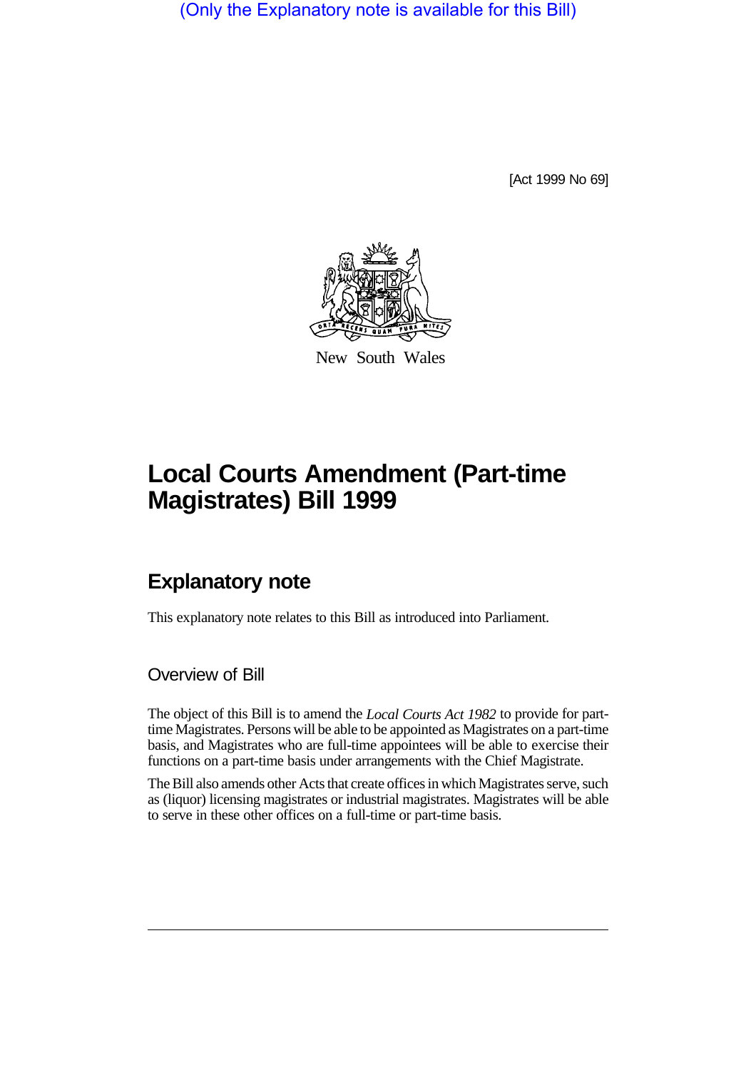(Only the Explanatory note is available for this Bill)

[Act 1999 No 69]

New South Wales

# Local Courts Amendment (Part-time Magistrates) Bill 1999

## Explanatory note

This explanatory note relates to this Bill as introduced into Parliament.

### Overview of Bill

The object of this Bill is to amend the *Local Courts Act 1982* to provide for part-time Magistrates. Persons will be able to be appointed as Magistrates on a part-time basis, and Magistrates who are full-time appointees will be able to exercise their functions on a part-time basis under arrangements with the Chief Magistrate.

The Bill also amends other Acts that create offices in which Magistrates serve, such as (liquor) licensing magistrates or industrial magistrates. Magistrates will be able to serve in these other offices on a full-time or part-time basis.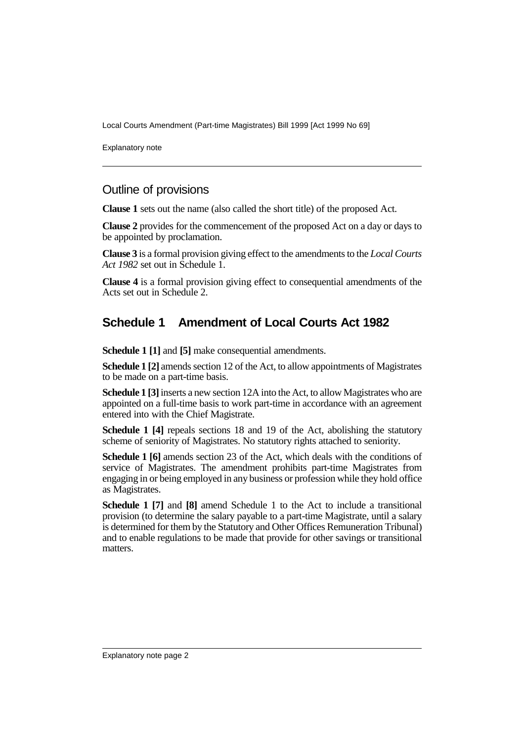## Outline of provisions

**Clause 1** sets out the name (also called the short title) of the proposed Act.

**Clause 2** provides for the commencement of the proposed Act on a day or days to be appointed by proclamation.

**Clause 3** is a formal provision giving effect to the amendments to the *Local Courts Act 1982* set out in Schedule 1.

**Clause 4** is a formal provision giving effect to consequential amendments of the Acts set out in Schedule 2.

## Schedule 1 Amendment of Local Courts Act 1982

**Schedule 1 [1]** and **[5]** make consequential amendments.

**Schedule 1 [2]** amends section 12 of the Act, to allow appointments of Magistrates to be made on a part-time basis.

**Schedule 1 [3]** inserts a new section 12A into the Act, to allow Magistrates who are appointed on a full-time basis to work part-time in accordance with an agreement entered into with the Chief Magistrate.

**Schedule 1 [4]** repeals sections 18 and 19 of the Act, abolishing the statutory scheme of seniority of Magistrates. No statutory rights attached to seniority.

**Schedule 1 [6]** amends section 23 of the Act, which deals with the conditions of service of Magistrates. The amendment prohibits part-time Magistrates from engaging in or being employed in any business or profession while they hold office as Magistrates.

**Schedule 1 [7]** and **[8]** amend Schedule 1 to the Act to include a transitional provision (to determine the salary payable to a part-time Magistrate, until a salary is determined for them by the Statutory and Other Offices Remuneration Tribunal) and to enable regulations to be made that provide for other savings or transitional matters.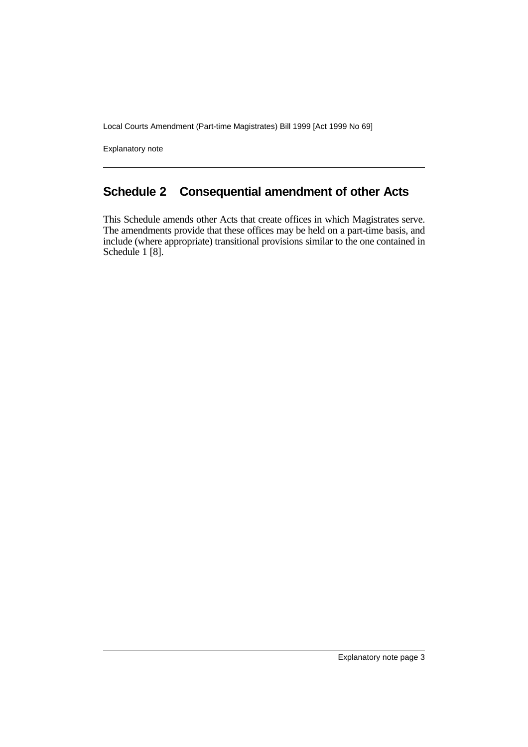## Schedule 2 Consequential amendment of other Acts

This Schedule amends other Acts that create offices in which Magistrates serve. The amendments provide that these offices may be held on a part-time basis, and include (where appropriate) transitional provisions similar to the one contained in Schedule 1 [8].